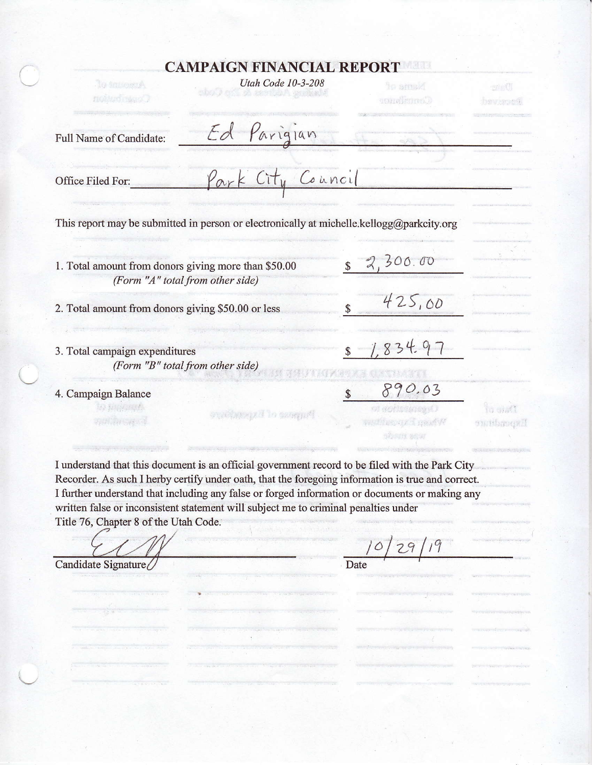# CAMPAIGN FINANCIAL REPORT

*Utah Code 10-3-208*

Full Name of Candidate: Ed Parigian

Office Filed For: Park City Council

This report may be submitted in person or electronically at michelle.kellogg@parkcity.org

1. Total amount from donors giving more than $50.00 — $ 2,300.00
   *(Form "A" total from other side)*
2. Total amount from donors giving $50.00 or less — $ 425,00
3. Total campaign expenditures — $ 1,834.97
   *(Form "B" total from other side)*
4. Campaign Balance — $ 890.03

I understand that this document is an official government record to be filed with the Park City Recorder. As such I herby certify under oath, that the foregoing information is true and correct. I further understand that including any false or forged information or documents or making any written false or inconsistent statement will subject me to criminal penalties under Title 76, Chapter 8 of the Utah Code.

Candidate Signature: [signature]

Date: 10/29/19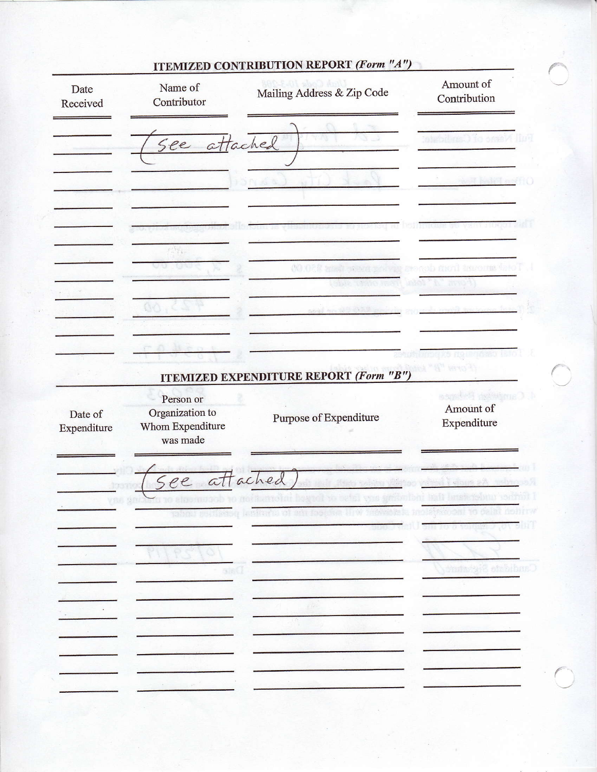## ITEMIZED CONTRIBUTION REPORT *(Form "A")*

| Date Received | Name of Contributor | Mailing Address & Zip Code | Amount of Contribution |
|---|---|---|---|
| | (see attached) | | |
| | | | |
| | | | |
| | | | |
| | | | |
| | | | |
| | | | |
| | | | |
| | | | |
| | | | |
| | | | |
| | | | |
| | | | |

## ITEMIZED EXPENDITURE REPORT *(Form "B")*

| Date of Expenditure | Person or Organization to Whom Expenditure was made | Purpose of Expenditure | Amount of Expenditure |
|---|---|---|---|
| | (See attached) | | |
| | | | |
| | | | |
| | | | |
| | | | |
| | | | |
| | | | |
| | | | |
| | | | |
| | | | |
| | | | |
| | | | |
| | | | |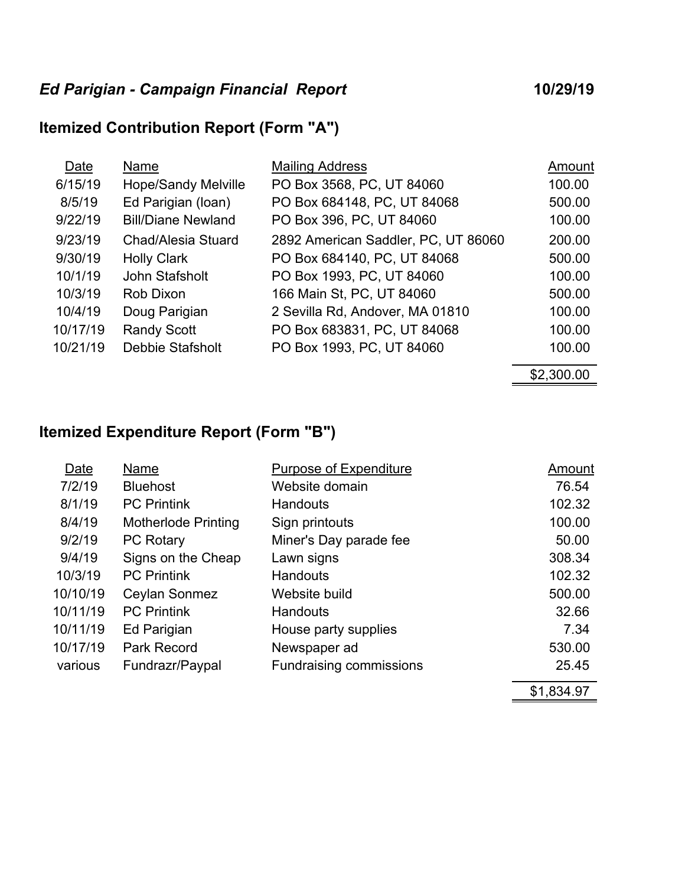## *Ed Parigian - Campaign Financial Report* **10/29/19**

## Itemized Contribution Report (Form "A")

| Date | Name | Mailing Address | Amount |
|---|---|---|---|
| 6/15/19 | Hope/Sandy Melville | PO Box 3568, PC, UT 84060 | 100.00 |
| 8/5/19 | Ed Parigian (loan) | PO Box 684148, PC, UT 84068 | 500.00 |
| 9/22/19 | Bill/Diane Newland | PO Box 396, PC, UT 84060 | 100.00 |
| 9/23/19 | Chad/Alesia Stuard | 2892 American Saddler, PC, UT 86060 | 200.00 |
| 9/30/19 | Holly Clark | PO Box 684140, PC, UT 84068 | 500.00 |
| 10/1/19 | John Stafsholt | PO Box 1993, PC, UT 84060 | 100.00 |
| 10/3/19 | Rob Dixon | 166 Main St, PC, UT 84060 | 500.00 |
| 10/4/19 | Doug Parigian | 2 Sevilla Rd, Andover, MA 01810 | 100.00 |
| 10/17/19 | Randy Scott | PO Box 683831, PC, UT 84068 | 100.00 |
| 10/21/19 | Debbie Stafsholt | PO Box 1993, PC, UT 84060 | 100.00 |
| | | | $2,300.00 |

## Itemized Expenditure Report (Form "B")

| Date | Name | Purpose of Expenditure | Amount |
|---|---|---|---|
| 7/2/19 | Bluehost | Website domain | 76.54 |
| 8/1/19 | PC Printink | Handouts | 102.32 |
| 8/4/19 | Motherlode Printing | Sign printouts | 100.00 |
| 9/2/19 | PC Rotary | Miner's Day parade fee | 50.00 |
| 9/4/19 | Signs on the Cheap | Lawn signs | 308.34 |
| 10/3/19 | PC Printink | Handouts | 102.32 |
| 10/10/19 | Ceylan Sonmez | Website build | 500.00 |
| 10/11/19 | PC Printink | Handouts | 32.66 |
| 10/11/19 | Ed Parigian | House party supplies | 7.34 |
| 10/17/19 | Park Record | Newspaper ad | 530.00 |
| various | Fundrazr/Paypal | Fundraising commissions | 25.45 |
| | | | $1,834.97 |